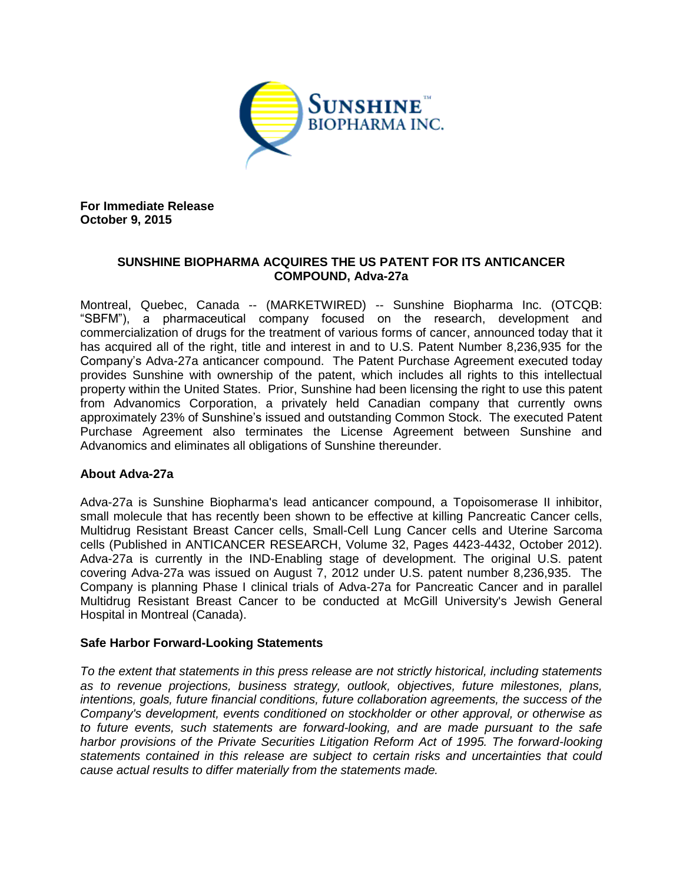**For Immediate Release**
**October 9, 2015**

## SUNSHINE BIOPHARMA ACQUIRES THE US PATENT FOR ITS ANTICANCER COMPOUND, Adva-27a

Montreal, Quebec, Canada -- (MARKETWIRED) -- Sunshine Biopharma Inc. (OTCQB: "SBFM"), a pharmaceutical company focused on the research, development and commercialization of drugs for the treatment of various forms of cancer, announced today that it has acquired all of the right, title and interest in and to U.S. Patent Number 8,236,935 for the Company's Adva-27a anticancer compound. The Patent Purchase Agreement executed today provides Sunshine with ownership of the patent, which includes all rights to this intellectual property within the United States. Prior, Sunshine had been licensing the right to use this patent from Advanomics Corporation, a privately held Canadian company that currently owns approximately 23% of Sunshine's issued and outstanding Common Stock. The executed Patent Purchase Agreement also terminates the License Agreement between Sunshine and Advanomics and eliminates all obligations of Sunshine thereunder.

### About Adva-27a

Adva-27a is Sunshine Biopharma's lead anticancer compound, a Topoisomerase II inhibitor, small molecule that has recently been shown to be effective at killing Pancreatic Cancer cells, Multidrug Resistant Breast Cancer cells, Small-Cell Lung Cancer cells and Uterine Sarcoma cells (Published in ANTICANCER RESEARCH, Volume 32, Pages 4423-4432, October 2012). Adva-27a is currently in the IND-Enabling stage of development. The original U.S. patent covering Adva-27a was issued on August 7, 2012 under U.S. patent number 8,236,935. The Company is planning Phase I clinical trials of Adva-27a for Pancreatic Cancer and in parallel Multidrug Resistant Breast Cancer to be conducted at McGill University's Jewish General Hospital in Montreal (Canada).

### Safe Harbor Forward-Looking Statements

*To the extent that statements in this press release are not strictly historical, including statements as to revenue projections, business strategy, outlook, objectives, future milestones, plans, intentions, goals, future financial conditions, future collaboration agreements, the success of the Company's development, events conditioned on stockholder or other approval, or otherwise as to future events, such statements are forward-looking, and are made pursuant to the safe harbor provisions of the Private Securities Litigation Reform Act of 1995. The forward-looking statements contained in this release are subject to certain risks and uncertainties that could cause actual results to differ materially from the statements made.*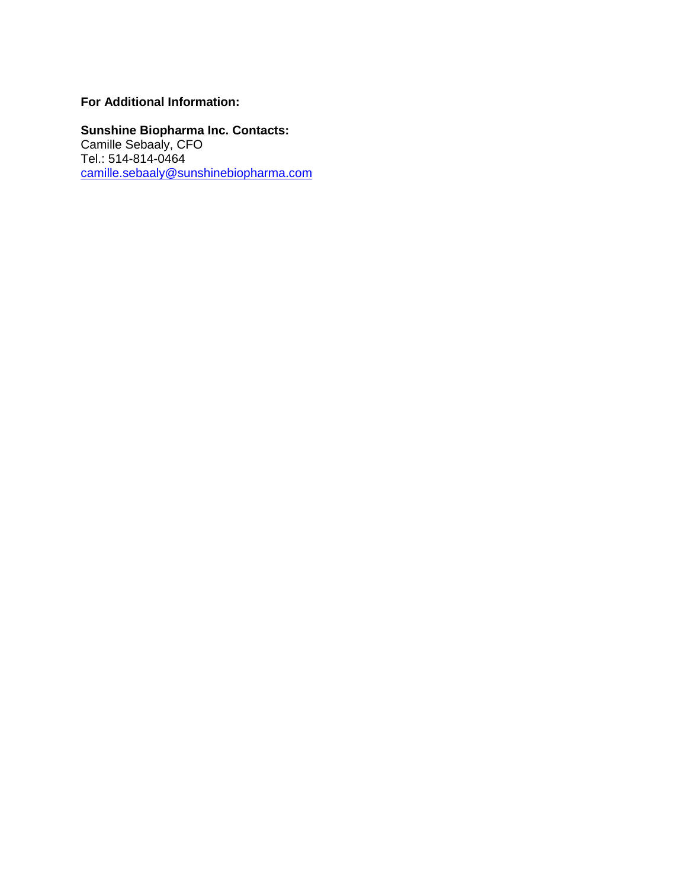**For Additional Information:**

**Sunshine Biopharma Inc. Contacts:**
Camille Sebaaly, CFO
Tel.: 514-814-0464
camille.sebaaly@sunshinebiopharma.com